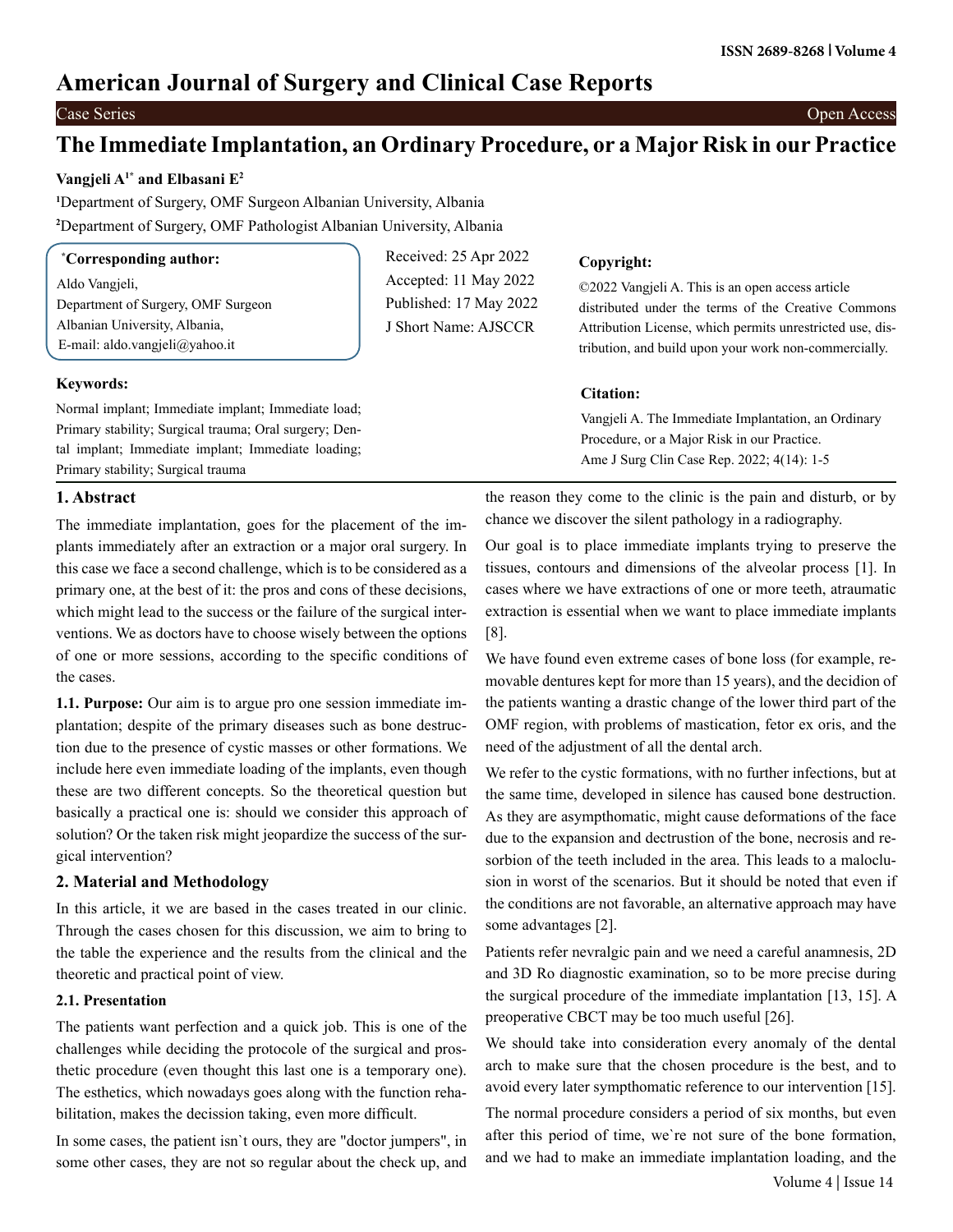# The Immediate Implantation, an Ordinary Procedure, or a Major Risk in our Practice

**Vangjeli A[1*] and Elbasani E[2]**

[1]Department of Surgery, OMF Surgeon Albanian University, Albania

[2]Department of Surgery, OMF Pathologist Albanian University, Albania

**[*]Corresponding author:**
Aldo Vangjeli,
Department of Surgery, OMF Surgeon
Albanian University, Albania,
E-mail: aldo.vangjeli@yahoo.it

Received: 25 Apr 2022
Accepted: 11 May 2022
Published: 17 May 2022
J Short Name: AJSCCR

**Copyright:**
©2022 Vangjeli A. This is an open access article distributed under the terms of the Creative Commons Attribution License, which permits unrestricted use, distribution, and build upon your work non-commercially.

**Citation:**
Vangjeli A. The Immediate Implantation, an Ordinary Procedure, or a Major Risk in our Practice.
Ame J Surg Clin Case Rep. 2022; 4(14): 1-5

**Keywords:**
Normal implant; Immediate implant; Immediate load; Primary stability; Surgical trauma; Oral surgery; Dental implant; Immediate implant; Immediate loading; Primary stability; Surgical trauma

## 1. Abstract

The immediate implantation, goes for the placement of the implants immediately after an extraction or a major oral surgery. In this case we face a second challenge, which is to be considered as a primary one, at the best of it: the pros and cons of these decisions, which might lead to the success or the failure of the surgical interventions. We as doctors have to choose wisely between the options of one or more sessions, according to the specific conditions of the cases.

**1.1. Purpose:** Our aim is to argue pro one session immediate implantation; despite of the primary diseases such as bone destruction due to the presence of cystic masses or other formations. We include here even immediate loading of the implants, even though these are two different concepts. So the theoretical question but basically a practical one is: should we consider this approach of solution? Or the taken risk might jeopardize the success of the surgical intervention?

## 2. Material and Methodology

In this article, it we are based in the cases treated in our clinic. Through the cases chosen for this discussion, we aim to bring to the table the experience and the results from the clinical and the theoretic and practical point of view.

### 2.1. Presentation

The patients want perfection and a quick job. This is one of the challenges while deciding the protocole of the surgical and prosthetic procedure (even thought this last one is a temporary one). The esthetics, which nowadays goes along with the function rehabilitation, makes the decission taking, even more difficult.

In some cases, the patient isn`t ours, they are "doctor jumpers", in some other cases, they are not so regular about the check up, and the reason they come to the clinic is the pain and disturb, or by chance we discover the silent pathology in a radiography.

Our goal is to place immediate implants trying to preserve the tissues, contours and dimensions of the alveolar process [1]. In cases where we have extractions of one or more teeth, atraumatic extraction is essential when we want to place immediate implants [8].

We have found even extreme cases of bone loss (for example, removable dentures kept for more than 15 years), and the decidion of the patients wanting a drastic change of the lower third part of the OMF region, with problems of mastication, fetor ex oris, and the need of the adjustment of all the dental arch.

We refer to the cystic formations, with no further infections, but at the same time, developed in silence has caused bone destruction. As they are asympthomatic, might cause deformations of the face due to the expansion and dectrustion of the bone, necrosis and resorbion of the teeth included in the area. This leads to a maloclusion in worst of the scenarios. But it should be noted that even if the conditions are not favorable, an alternative approach may have some advantages [2].

Patients refer nevralgic pain and we need a careful anamnesis, 2D and 3D Ro diagnostic examination, so to be more precise during the surgical procedure of the immediate implantation [13, 15]. A preoperative CBCT may be too much useful [26].

We should take into consideration every anomaly of the dental arch to make sure that the chosen procedure is the best, and to avoid every later sympthomatic reference to our intervention [15].

The normal procedure considers a period of six months, but even after this period of time, we`re not sure of the bone formation, and we had to make an immediate implantation loading, and the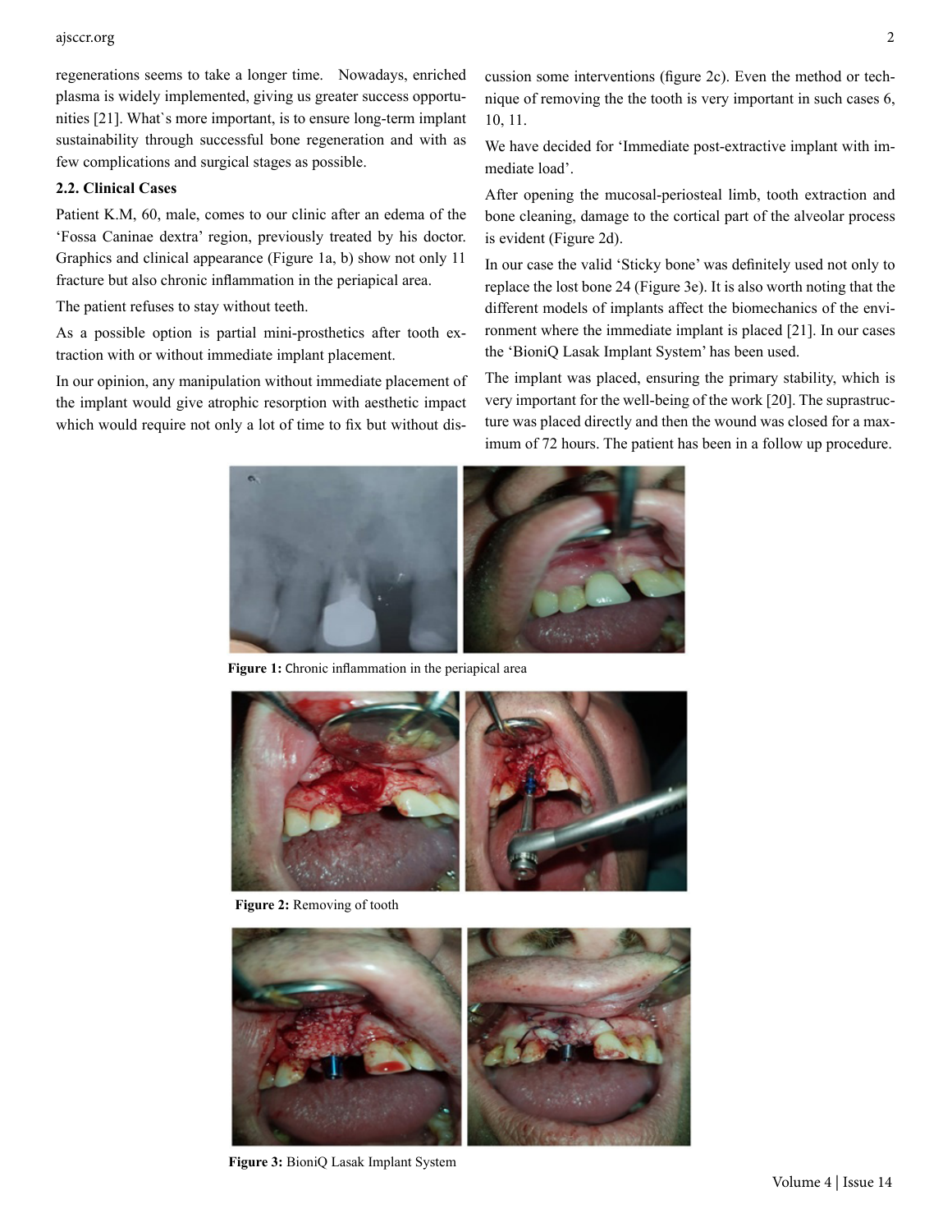regenerations seems to take a longer time. Nowadays, enriched plasma is widely implemented, giving us greater success opportunities [21]. What`s more important, is to ensure long-term implant sustainability through successful bone regeneration and with as few complications and surgical stages as possible.

### 2.2. Clinical Cases

Patient K.M, 60, male, comes to our clinic after an edema of the 'Fossa Caninae dextra' region, previously treated by his doctor. Graphics and clinical appearance (Figure 1a, b) show not only 11 fracture but also chronic inflammation in the periapical area.

The patient refuses to stay without teeth.

As a possible option is partial mini-prosthetics after tooth extraction with or without immediate implant placement.

In our opinion, any manipulation without immediate placement of the implant would give atrophic resorption with aesthetic impact which would require not only a lot of time to fix but without discussion some interventions (figure 2c). Even the method or technique of removing the the tooth is very important in such cases 6, 10, 11.

We have decided for 'Immediate post-extractive implant with immediate load'.

After opening the mucosal-periosteal limb, tooth extraction and bone cleaning, damage to the cortical part of the alveolar process is evident (Figure 2d).

In our case the valid 'Sticky bone' was definitely used not only to replace the lost bone 24 (Figure 3e). It is also worth noting that the different models of implants affect the biomechanics of the environment where the immediate implant is placed [21]. In our cases the 'BioniQ Lasak Implant System' has been used.

The implant was placed, ensuring the primary stability, which is very important for the well-being of the work [20]. The suprastructure was placed directly and then the wound was closed for a maximum of 72 hours. The patient has been in a follow up procedure.

**Figure 1:** Chronic inflammation in the periapical area

**Figure 2:** Removing of tooth

**Figure 3:** BioniQ Lasak Implant System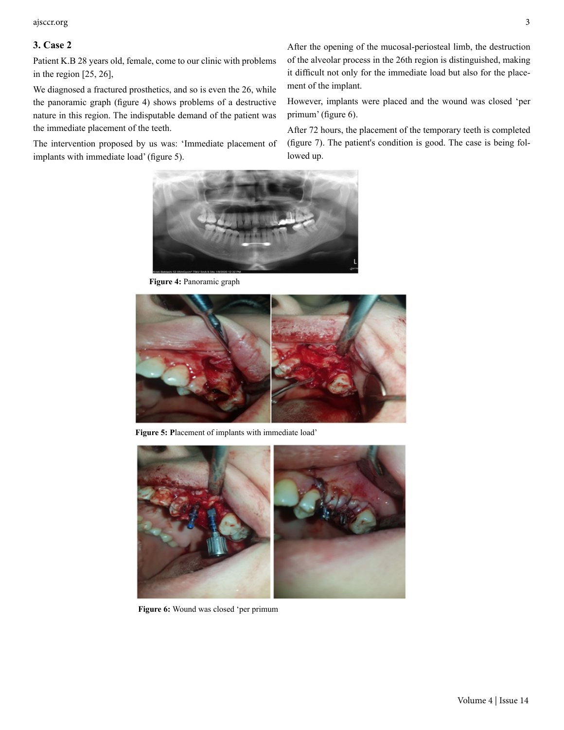## 3. Case 2

Patient K.B 28 years old, female, come to our clinic with problems in the region [25, 26],

We diagnosed a fractured prosthetics, and so is even the 26, while the panoramic graph (figure 4) shows problems of a destructive nature in this region. The indisputable demand of the patient was the immediate placement of the teeth.

The intervention proposed by us was: 'Immediate placement of implants with immediate load' (figure 5).

After the opening of the mucosal-periosteal limb, the destruction of the alveolar process in the 26th region is distinguished, making it difficult not only for the immediate load but also for the placement of the implant.

However, implants were placed and the wound was closed 'per primum' (figure 6).

After 72 hours, the placement of the temporary teeth is completed (figure 7). The patient's condition is good. The case is being followed up.

**Figure 4:** Panoramic graph

**Figure 5: P**lacement of implants with immediate load'

**Figure 6:** Wound was closed 'per primum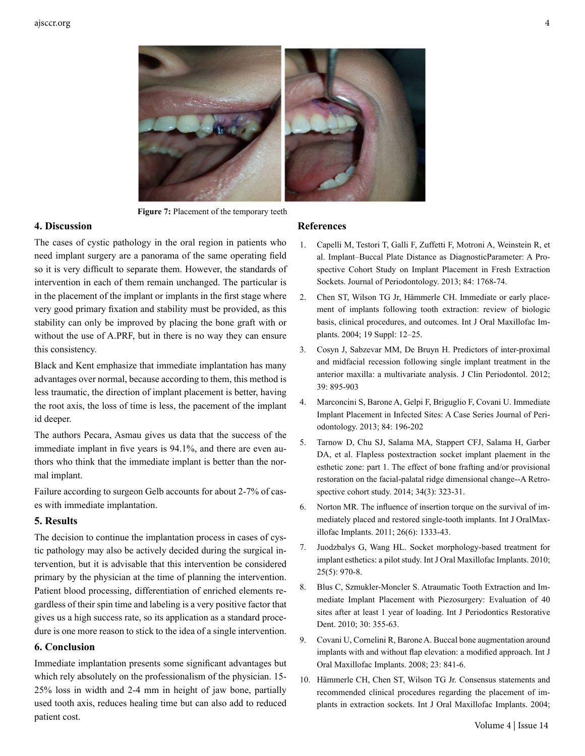Figure 7: Placement of the temporary teeth

## 4. Discussion

The cases of cystic pathology in the oral region in patients who need implant surgery are a panorama of the same operating field so it is very difficult to separate them. However, the standards of intervention in each of them remain unchanged. The particular is in the placement of the implant or implants in the first stage where very good primary fixation and stability must be provided, as this stability can only be improved by placing the bone graft with or without the use of A.PRF, but in there is no way they can ensure this consistency.

Black and Kent emphasize that immediate implantation has many advantages over normal, because according to them, this method is less traumatic, the direction of implant placement is better, having the root axis, the loss of time is less, the pacement of the implant id deeper.

The authors Pecara, Asmau gives us data that the success of the immediate implant in five years is 94.1%, and there are even authors who think that the immediate implant is better than the normal implant.

Failure according to surgeon Gelb accounts for about 2-7% of cases with immediate implantation.

## 5. Results

The decision to continue the implantation process in cases of cystic pathology may also be actively decided during the surgical intervention, but it is advisable that this intervention be considered primary by the physician at the time of planning the intervention. Patient blood processing, differentiation of enriched elements regardless of their spin time and labeling is a very positive factor that gives us a high success rate, so its application as a standard procedure is one more reason to stick to the idea of a single intervention.

## 6. Conclusion

Immediate implantation presents some significant advantages but which rely absolutely on the professionalism of the physician. 15-25% loss in width and 2-4 mm in height of jaw bone, partially used tooth axis, reduces healing time but can also add to reduced patient cost.

## References

1. Capelli M, Testori T, Galli F, Zuffetti F, Motroni A, Weinstein R, et al. Implant–Buccal Plate Distance as DiagnosticParameter: A Prospective Cohort Study on Implant Placement in Fresh Extraction Sockets. Journal of Periodontology. 2013; 84: 1768-74.
2. Chen ST, Wilson TG Jr, Hämmerle CH. Immediate or early placement of implants following tooth extraction: review of biologic basis, clinical procedures, and outcomes. Int J Oral Maxillofac Implants. 2004; 19 Suppl: 12–25.
3. Cosyn J, Sabzevar MM, De Bruyn H. Predictors of inter-proximal and midfacial recession following single implant treatment in the anterior maxilla: a multivariate analysis. J Clin Periodontol. 2012; 39: 895-903
4. Marconcini S, Barone A, Gelpi F, Briguglio F, Covani U. Immediate Implant Placement in Infected Sites: A Case Series Journal of Periodontology. 2013; 84: 196-202
5. Tarnow D, Chu SJ, Salama MA, Stappert CFJ, Salama H, Garber DA, et al. Flapless postextraction socket implant plaement in the esthetic zone: part 1. The effect of bone frafting and/or provisional restoration on the facial-palatal ridge dimensional change--A Retrospective cohort study. 2014; 34(3): 323-31.
6. Norton MR. The influence of insertion torque on the survival of immediately placed and restored single-tooth implants. Int J OralMaxillofac Implants. 2011; 26(6): 1333-43.
7. Juodzbalys G, Wang HL. Socket morphology-based treatment for implant esthetics: a pilot study. Int J Oral Maxillofac Implants. 2010; 25(5): 970-8.
8. Blus C, Szmukler-Moncler S. Atraumatic Tooth Extraction and Immediate Implant Placement with Piezosurgery: Evaluation of 40 sites after at least 1 year of loading. Int J Periodontics Restorative Dent. 2010; 30: 355-63.
9. Covani U, Cornelini R, Barone A. Buccal bone augmentation around implants with and without flap elevation: a modified approach. Int J Oral Maxillofac Implants. 2008; 23: 841-6.
10. Hämmerle CH, Chen ST, Wilson TG Jr. Consensus statements and recommended clinical procedures regarding the placement of implants in extraction sockets. Int J Oral Maxillofac Implants. 2004;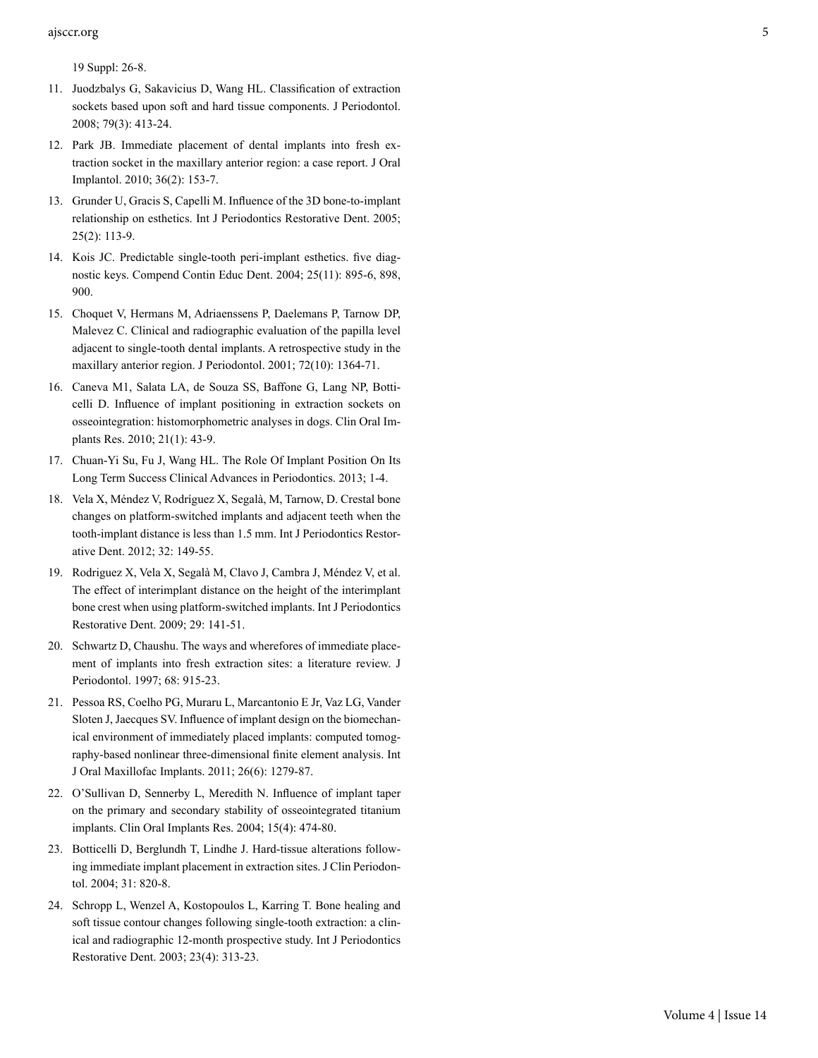19 Suppl: 26-8.

11. Juodzbalys G, Sakavicius D, Wang HL. Classification of extraction sockets based upon soft and hard tissue components. J Periodontol. 2008; 79(3): 413-24.
12. Park JB. Immediate placement of dental implants into fresh extraction socket in the maxillary anterior region: a case report. J Oral Implantol. 2010; 36(2): 153-7.
13. Grunder U, Gracis S, Capelli M. Influence of the 3D bone-to-implant relationship on esthetics. Int J Periodontics Restorative Dent. 2005; 25(2): 113-9.
14. Kois JC. Predictable single-tooth peri-implant esthetics. five diagnostic keys. Compend Contin Educ Dent. 2004; 25(11): 895-6, 898, 900.
15. Choquet V, Hermans M, Adriaenssens P, Daelemans P, Tarnow DP, Malevez C. Clinical and radiographic evaluation of the papilla level adjacent to single-tooth dental implants. A retrospective study in the maxillary anterior region. J Periodontol. 2001; 72(10): 1364-71.
16. Caneva M1, Salata LA, de Souza SS, Baffone G, Lang NP, Botticelli D. Influence of implant positioning in extraction sockets on osseointegration: histomorphometric analyses in dogs. Clin Oral Implants Res. 2010; 21(1): 43-9.
17. Chuan-Yi Su, Fu J, Wang HL. The Role Of Implant Position On Its Long Term Success Clinical Advances in Periodontics. 2013; 1-4.
18. Vela X, Méndez V, Rodríguez X, Segalà, M, Tarnow, D. Crestal bone changes on platform-switched implants and adjacent teeth when the tooth-implant distance is less than 1.5 mm. Int J Periodontics Restorative Dent. 2012; 32: 149-55.
19. Rodriguez X, Vela X, Segalà M, Clavo J, Cambra J, Méndez V, et al. The effect of interimplant distance on the height of the interimplant bone crest when using platform-switched implants. Int J Periodontics Restorative Dent. 2009; 29: 141-51.
20. Schwartz D, Chaushu. The ways and wherefores of immediate placement of implants into fresh extraction sites: a literature review. J Periodontol. 1997; 68: 915-23.
21. Pessoa RS, Coelho PG, Muraru L, Marcantonio E Jr, Vaz LG, Vander Sloten J, Jaecques SV. Influence of implant design on the biomechanical environment of immediately placed implants: computed tomography-based nonlinear three-dimensional finite element analysis. Int J Oral Maxillofac Implants. 2011; 26(6): 1279-87.
22. O'Sullivan D, Sennerby L, Meredith N. Influence of implant taper on the primary and secondary stability of osseointegrated titanium implants. Clin Oral Implants Res. 2004; 15(4): 474-80.
23. Botticelli D, Berglundh T, Lindhe J. Hard-tissue alterations following immediate implant placement in extraction sites. J Clin Periodontol. 2004; 31: 820-8.
24. Schropp L, Wenzel A, Kostopoulos L, Karring T. Bone healing and soft tissue contour changes following single-tooth extraction: a clinical and radiographic 12-month prospective study. Int J Periodontics Restorative Dent. 2003; 23(4): 313-23.